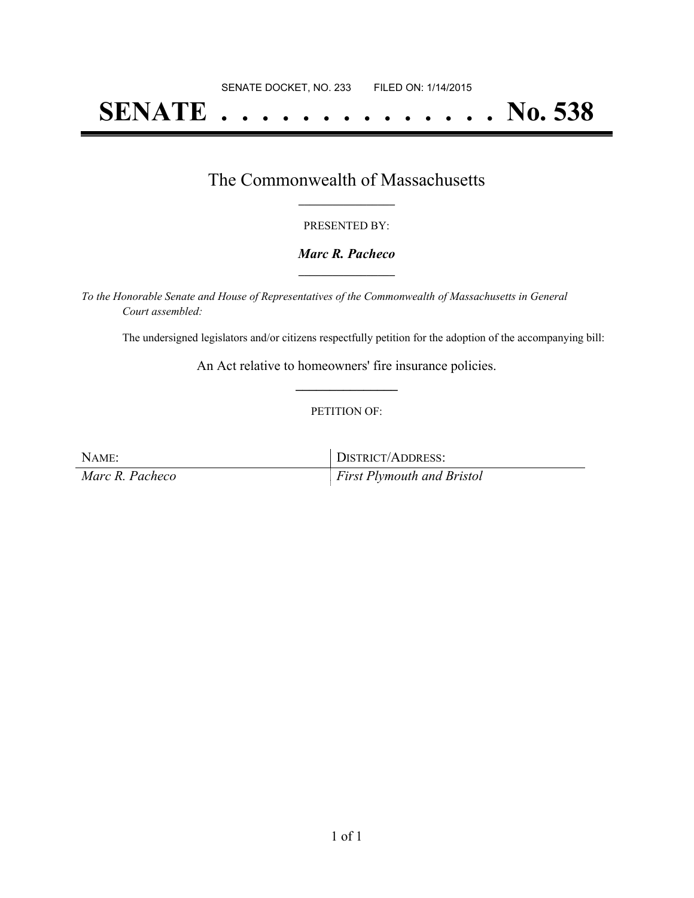SENATE DOCKET, NO. 233 FILED ON: 1/14/2015

# SENATE . . . . . . . . . . . . . . No. 538

## The Commonwealth of Massachusetts

PRESENTED BY:

***Marc R. Pacheco***

*To the Honorable Senate and House of Representatives of the Commonwealth of Massachusetts in General Court assembled:*

The undersigned legislators and/or citizens respectfully petition for the adoption of the accompanying bill:

An Act relative to homeowners' fire insurance policies.

PETITION OF:

| NAME: | DISTRICT/ADDRESS: |
| --- | --- |
| *Marc R. Pacheco* | *First Plymouth and Bristol* |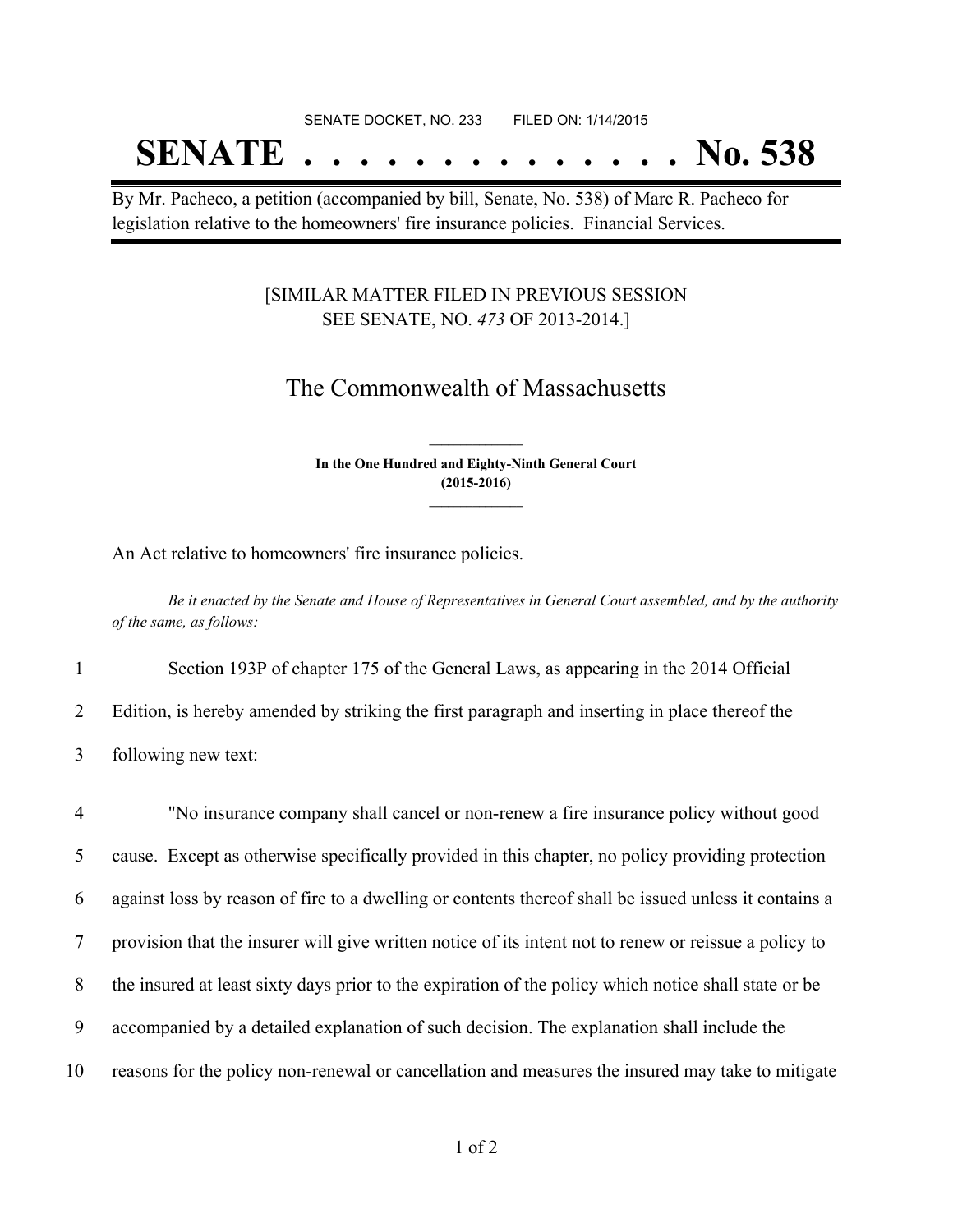SENATE DOCKET, NO. 233        FILED ON: 1/14/2015

# SENATE . . . . . . . . . . . . . . No. 538

By Mr. Pacheco, a petition (accompanied by bill, Senate, No. 538) of Marc R. Pacheco for legislation relative to the homeowners' fire insurance policies. Financial Services.

[SIMILAR MATTER FILED IN PREVIOUS SESSION SEE SENATE, NO. *473* OF 2013-2014.]

## The Commonwealth of Massachusetts

**In the One Hundred and Eighty-Ninth General Court (2015-2016)**

An Act relative to homeowners' fire insurance policies.

*Be it enacted by the Senate and House of Representatives in General Court assembled, and by the authority of the same, as follows:*

1 Section 193P of chapter 175 of the General Laws, as appearing in the 2014 Official
2 Edition, is hereby amended by striking the first paragraph and inserting in place thereof the
3 following new text:

4 "No insurance company shall cancel or non-renew a fire insurance policy without good
5 cause. Except as otherwise specifically provided in this chapter, no policy providing protection
6 against loss by reason of fire to a dwelling or contents thereof shall be issued unless it contains a
7 provision that the insurer will give written notice of its intent not to renew or reissue a policy to
8 the insured at least sixty days prior to the expiration of the policy which notice shall state or be
9 accompanied by a detailed explanation of such decision. The explanation shall include the
10 reasons for the policy non-renewal or cancellation and measures the insured may take to mitigate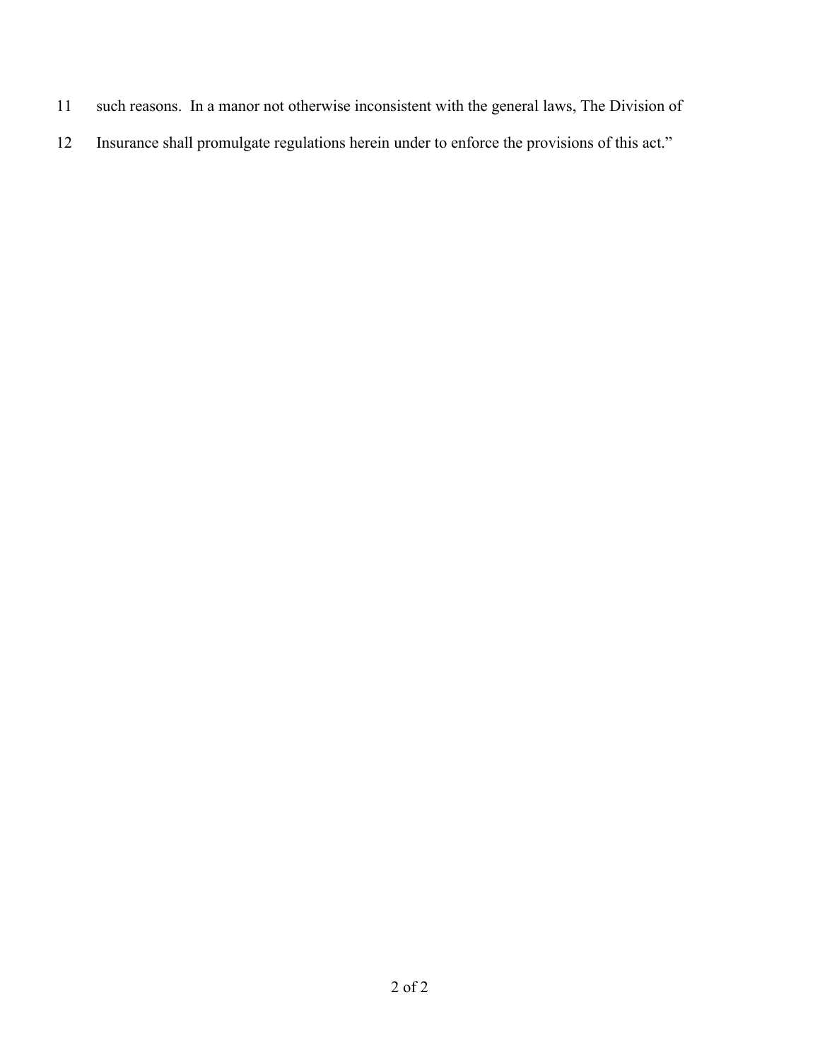11 such reasons. In a manor not otherwise inconsistent with the general laws, The Division of

12 Insurance shall promulgate regulations herein under to enforce the provisions of this act."